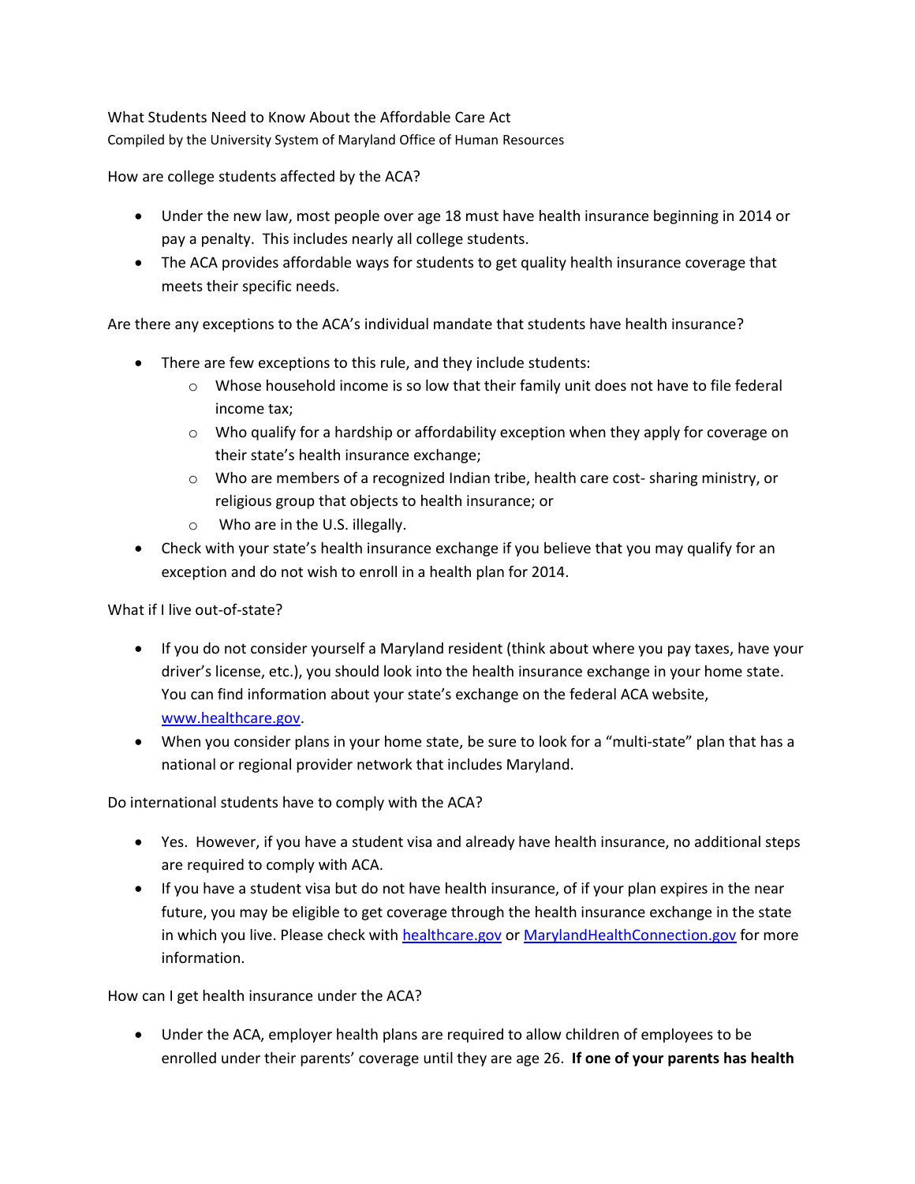# What Students Need to Know About the Affordable Care Act

Compiled by the University System of Maryland Office of Human Resources

## How are college students affected by the ACA?

- Under the new law, most people over age 18 must have health insurance beginning in 2014 or pay a penalty. This includes nearly all college students.
- The ACA provides affordable ways for students to get quality health insurance coverage that meets their specific needs.

## Are there any exceptions to the ACA's individual mandate that students have health insurance?

- There are few exceptions to this rule, and they include students:
  - Whose household income is so low that their family unit does not have to file federal income tax;
  - Who qualify for a hardship or affordability exception when they apply for coverage on their state's health insurance exchange;
  - Who are members of a recognized Indian tribe, health care cost- sharing ministry, or religious group that objects to health insurance; or
  - Who are in the U.S. illegally.
- Check with your state's health insurance exchange if you believe that you may qualify for an exception and do not wish to enroll in a health plan for 2014.

## What if I live out-of-state?

- If you do not consider yourself a Maryland resident (think about where you pay taxes, have your driver's license, etc.), you should look into the health insurance exchange in your home state. You can find information about your state's exchange on the federal ACA website, [www.healthcare.gov](http://www.healthcare.gov).
- When you consider plans in your home state, be sure to look for a "multi-state" plan that has a national or regional provider network that includes Maryland.

## Do international students have to comply with the ACA?

- Yes. However, if you have a student visa and already have health insurance, no additional steps are required to comply with ACA.
- If you have a student visa but do not have health insurance, of if your plan expires in the near future, you may be eligible to get coverage through the health insurance exchange in the state in which you live. Please check with [healthcare.gov](http://healthcare.gov) or [MarylandHealthConnection.gov](http://MarylandHealthConnection.gov) for more information.

## How can I get health insurance under the ACA?

- Under the ACA, employer health plans are required to allow children of employees to be enrolled under their parents' coverage until they are age 26. **If one of your parents has health**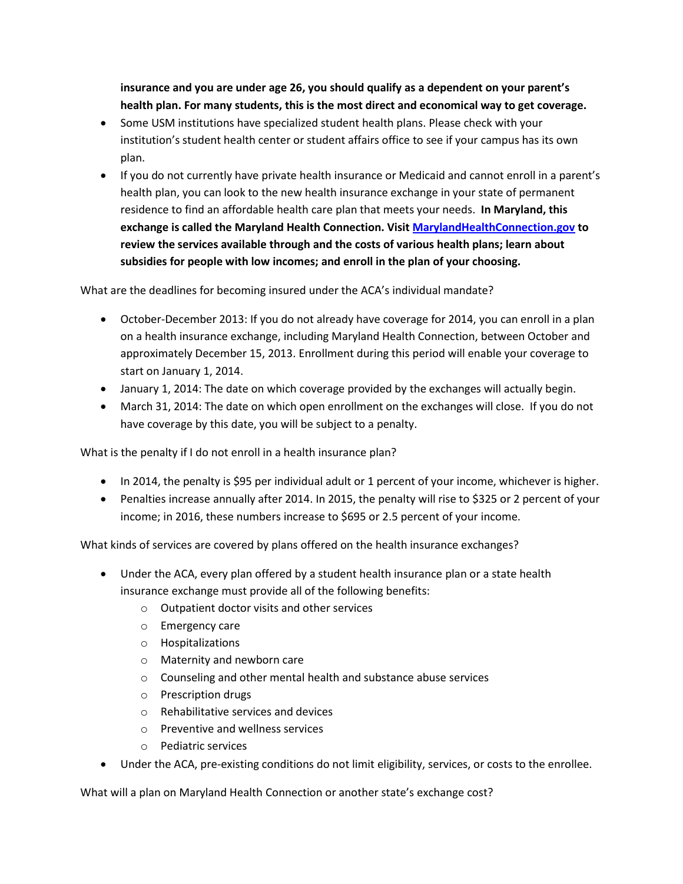**insurance and you are under age 26, you should qualify as a dependent on your parent's health plan. For many students, this is the most direct and economical way to get coverage.**

- Some USM institutions have specialized student health plans. Please check with your institution's student health center or student affairs office to see if your campus has its own plan.
- If you do not currently have private health insurance or Medicaid and cannot enroll in a parent's health plan, you can look to the new health insurance exchange in your state of permanent residence to find an affordable health care plan that meets your needs. **In Maryland, this exchange is called the Maryland Health Connection. Visit [MarylandHealthConnection.gov](MarylandHealthConnection.gov) to review the services available through and the costs of various health plans; learn about subsidies for people with low incomes; and enroll in the plan of your choosing.**

What are the deadlines for becoming insured under the ACA's individual mandate?

- October-December 2013: If you do not already have coverage for 2014, you can enroll in a plan on a health insurance exchange, including Maryland Health Connection, between October and approximately December 15, 2013. Enrollment during this period will enable your coverage to start on January 1, 2014.
- January 1, 2014: The date on which coverage provided by the exchanges will actually begin.
- March 31, 2014: The date on which open enrollment on the exchanges will close. If you do not have coverage by this date, you will be subject to a penalty.

What is the penalty if I do not enroll in a health insurance plan?

- In 2014, the penalty is $95 per individual adult or 1 percent of your income, whichever is higher.
- Penalties increase annually after 2014. In 2015, the penalty will rise to $325 or 2 percent of your income; in 2016, these numbers increase to $695 or 2.5 percent of your income.

What kinds of services are covered by plans offered on the health insurance exchanges?

- Under the ACA, every plan offered by a student health insurance plan or a state health insurance exchange must provide all of the following benefits:
  - Outpatient doctor visits and other services
  - Emergency care
  - Hospitalizations
  - Maternity and newborn care
  - Counseling and other mental health and substance abuse services
  - Prescription drugs
  - Rehabilitative services and devices
  - Preventive and wellness services
  - Pediatric services
- Under the ACA, pre-existing conditions do not limit eligibility, services, or costs to the enrollee.

What will a plan on Maryland Health Connection or another state's exchange cost?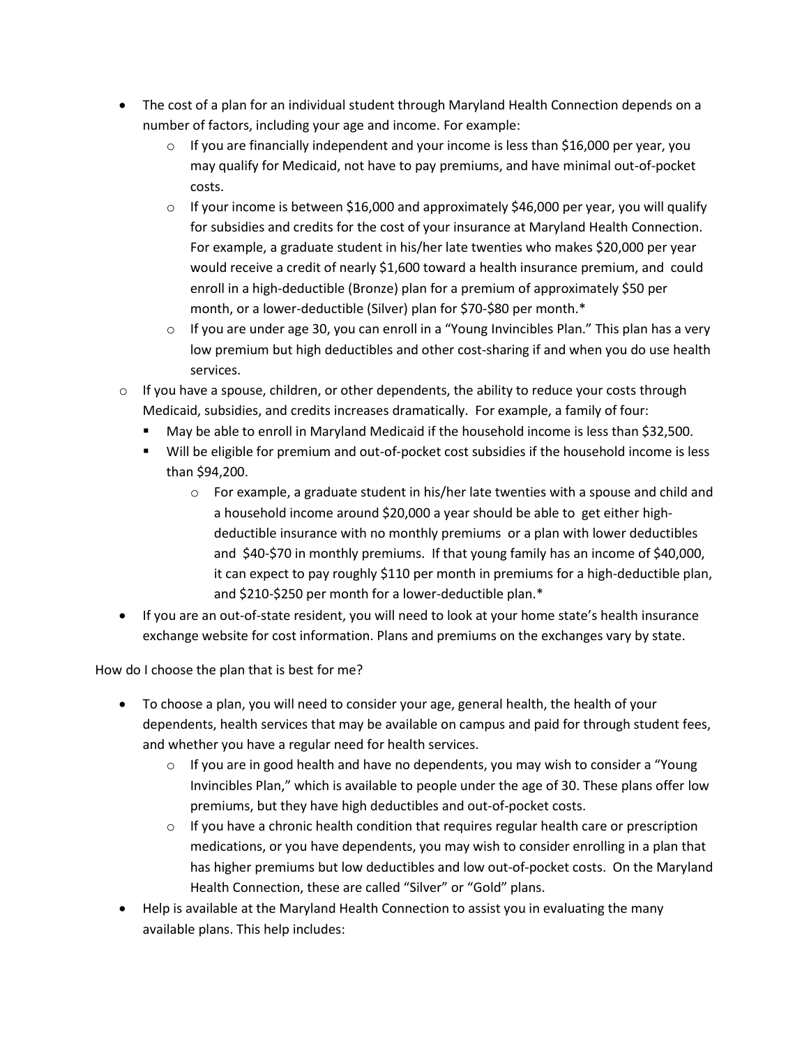- The cost of a plan for an individual student through Maryland Health Connection depends on a number of factors, including your age and income. For example:
  - If you are financially independent and your income is less than $16,000 per year, you may qualify for Medicaid, not have to pay premiums, and have minimal out-of-pocket costs.
  - If your income is between $16,000 and approximately $46,000 per year, you will qualify for subsidies and credits for the cost of your insurance at Maryland Health Connection. For example, a graduate student in his/her late twenties who makes $20,000 per year would receive a credit of nearly $1,600 toward a health insurance premium, and could enroll in a high-deductible (Bronze) plan for a premium of approximately $50 per month, or a lower-deductible (Silver) plan for $70-$80 per month.*
  - If you are under age 30, you can enroll in a "Young Invincibles Plan." This plan has a very low premium but high deductibles and other cost-sharing if and when you do use health services.
- If you have a spouse, children, or other dependents, the ability to reduce your costs through Medicaid, subsidies, and credits increases dramatically. For example, a family of four:
  - May be able to enroll in Maryland Medicaid if the household income is less than $32,500.
  - Will be eligible for premium and out-of-pocket cost subsidies if the household income is less than $94,200.
    - For example, a graduate student in his/her late twenties with a spouse and child and a household income around $20,000 a year should be able to get either high-deductible insurance with no monthly premiums or a plan with lower deductibles and $40-$70 in monthly premiums. If that young family has an income of $40,000, it can expect to pay roughly $110 per month in premiums for a high-deductible plan, and $210-$250 per month for a lower-deductible plan.*
- If you are an out-of-state resident, you will need to look at your home state's health insurance exchange website for cost information. Plans and premiums on the exchanges vary by state.

How do I choose the plan that is best for me?

- To choose a plan, you will need to consider your age, general health, the health of your dependents, health services that may be available on campus and paid for through student fees, and whether you have a regular need for health services.
  - If you are in good health and have no dependents, you may wish to consider a "Young Invincibles Plan," which is available to people under the age of 30. These plans offer low premiums, but they have high deductibles and out-of-pocket costs.
  - If you have a chronic health condition that requires regular health care or prescription medications, or you have dependents, you may wish to consider enrolling in a plan that has higher premiums but low deductibles and low out-of-pocket costs. On the Maryland Health Connection, these are called "Silver" or "Gold" plans.
- Help is available at the Maryland Health Connection to assist you in evaluating the many available plans. This help includes: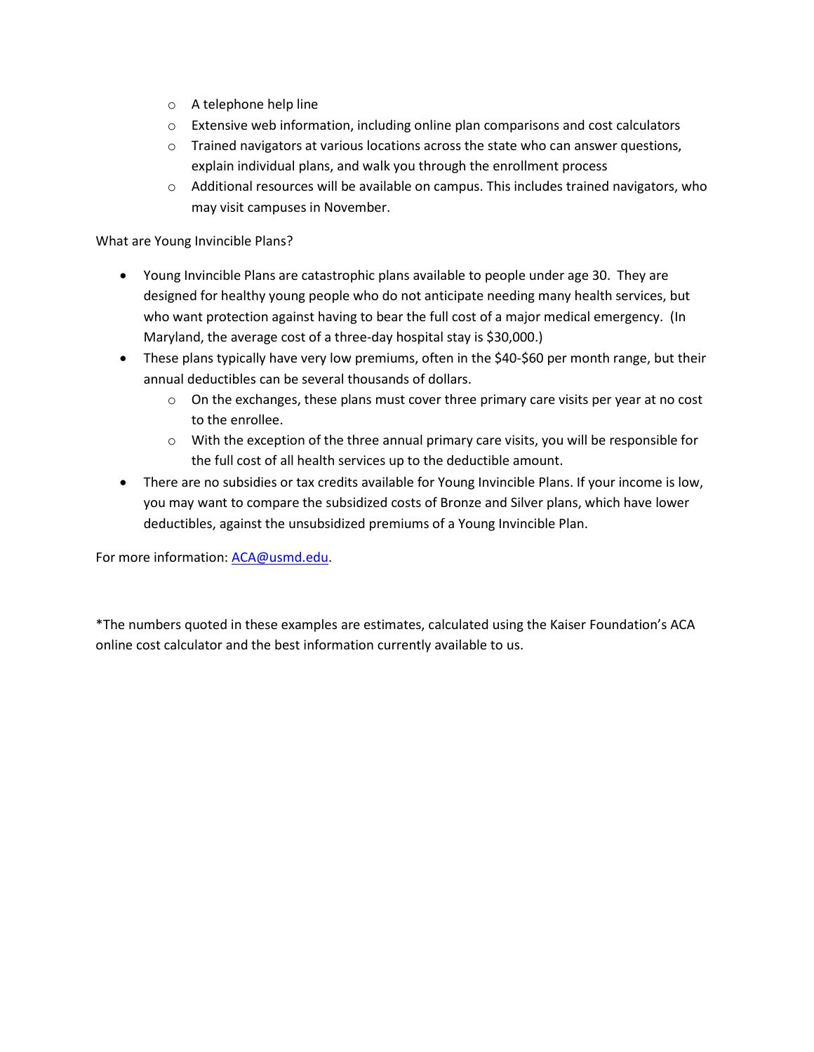- A telephone help line
  - Extensive web information, including online plan comparisons and cost calculators
  - Trained navigators at various locations across the state who can answer questions, explain individual plans, and walk you through the enrollment process
  - Additional resources will be available on campus. This includes trained navigators, who may visit campuses in November.

What are Young Invincible Plans?

- Young Invincible Plans are catastrophic plans available to people under age 30. They are designed for healthy young people who do not anticipate needing many health services, but who want protection against having to bear the full cost of a major medical emergency. (In Maryland, the average cost of a three-day hospital stay is $30,000.)
- These plans typically have very low premiums, often in the $40-$60 per month range, but their annual deductibles can be several thousands of dollars.
  - On the exchanges, these plans must cover three primary care visits per year at no cost to the enrollee.
  - With the exception of the three annual primary care visits, you will be responsible for the full cost of all health services up to the deductible amount.
- There are no subsidies or tax credits available for Young Invincible Plans. If your income is low, you may want to compare the subsidized costs of Bronze and Silver plans, which have lower deductibles, against the unsubsidized premiums of a Young Invincible Plan.

For more information: [ACA@usmd.edu](mailto:ACA@usmd.edu).

*The numbers quoted in these examples are estimates, calculated using the Kaiser Foundation's ACA online cost calculator and the best information currently available to us.